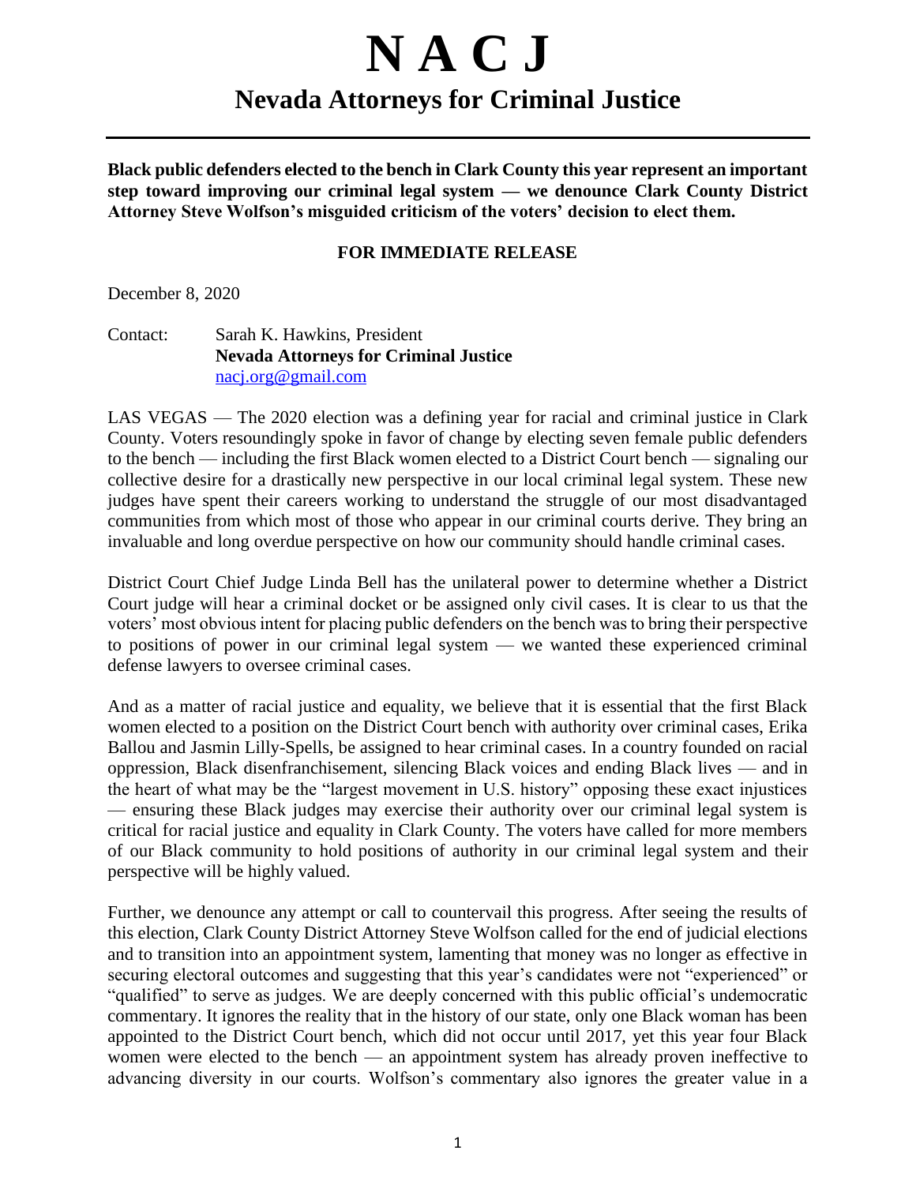# N A C J

## Nevada Attorneys for Criminal Justice

---

**Black public defenders elected to the bench in Clark County this year represent an important step toward improving our criminal legal system — we denounce Clark County District Attorney Steve Wolfson's misguided criticism of the voters' decision to elect them.**

**FOR IMMEDIATE RELEASE**

December 8, 2020

Contact: Sarah K. Hawkins, President
**Nevada Attorneys for Criminal Justice**
nacj.org@gmail.com

LAS VEGAS — The 2020 election was a defining year for racial and criminal justice in Clark County. Voters resoundingly spoke in favor of change by electing seven female public defenders to the bench — including the first Black women elected to a District Court bench — signaling our collective desire for a drastically new perspective in our local criminal legal system. These new judges have spent their careers working to understand the struggle of our most disadvantaged communities from which most of those who appear in our criminal courts derive. They bring an invaluable and long overdue perspective on how our community should handle criminal cases.

District Court Chief Judge Linda Bell has the unilateral power to determine whether a District Court judge will hear a criminal docket or be assigned only civil cases. It is clear to us that the voters' most obvious intent for placing public defenders on the bench was to bring their perspective to positions of power in our criminal legal system — we wanted these experienced criminal defense lawyers to oversee criminal cases.

And as a matter of racial justice and equality, we believe that it is essential that the first Black women elected to a position on the District Court bench with authority over criminal cases, Erika Ballou and Jasmin Lilly-Spells, be assigned to hear criminal cases. In a country founded on racial oppression, Black disenfranchisement, silencing Black voices and ending Black lives — and in the heart of what may be the "largest movement in U.S. history" opposing these exact injustices — ensuring these Black judges may exercise their authority over our criminal legal system is critical for racial justice and equality in Clark County. The voters have called for more members of our Black community to hold positions of authority in our criminal legal system and their perspective will be highly valued.

Further, we denounce any attempt or call to countervail this progress. After seeing the results of this election, Clark County District Attorney Steve Wolfson called for the end of judicial elections and to transition into an appointment system, lamenting that money was no longer as effective in securing electoral outcomes and suggesting that this year's candidates were not "experienced" or "qualified" to serve as judges. We are deeply concerned with this public official's undemocratic commentary. It ignores the reality that in the history of our state, only one Black woman has been appointed to the District Court bench, which did not occur until 2017, yet this year four Black women were elected to the bench — an appointment system has already proven ineffective to advancing diversity in our courts. Wolfson's commentary also ignores the greater value in a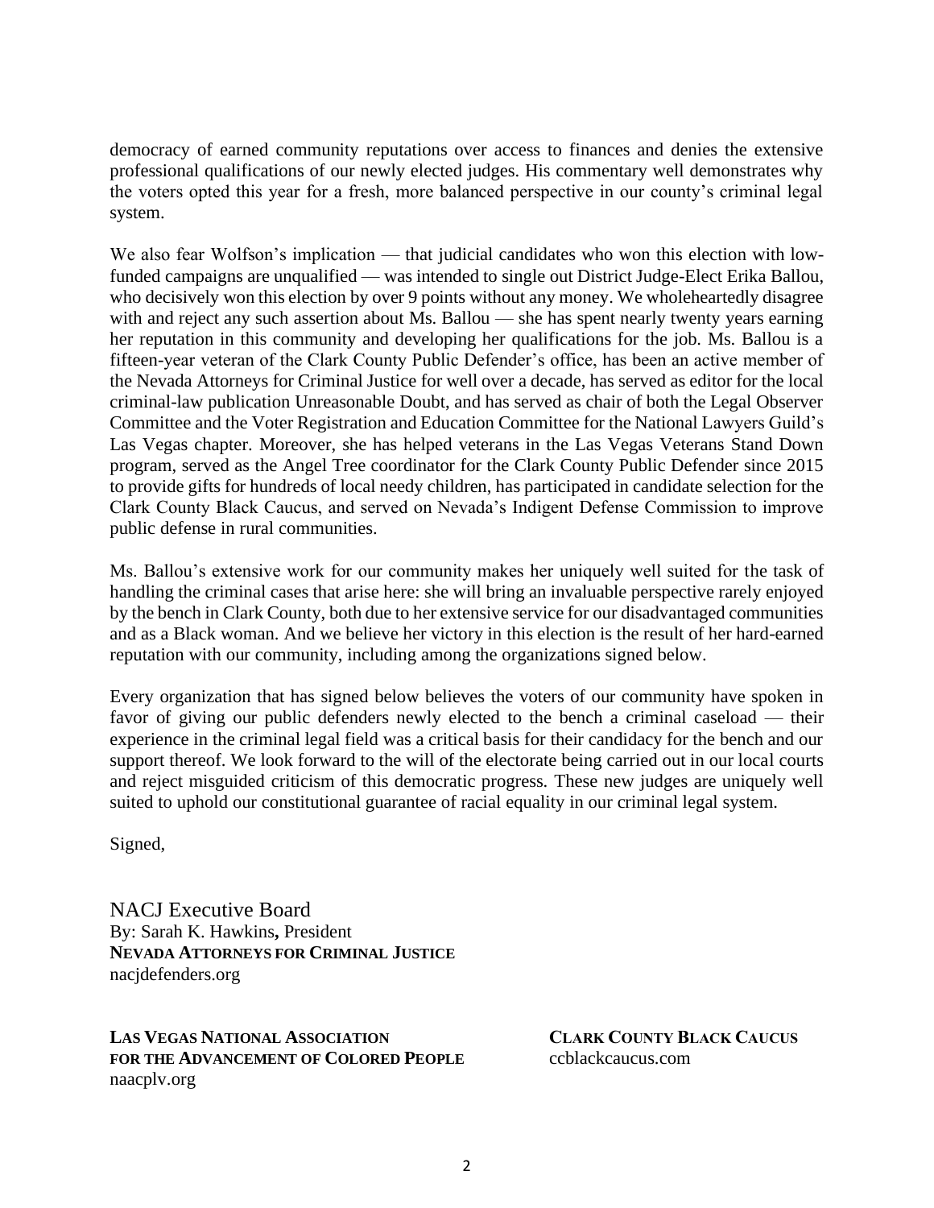democracy of earned community reputations over access to finances and denies the extensive professional qualifications of our newly elected judges. His commentary well demonstrates why the voters opted this year for a fresh, more balanced perspective in our county's criminal legal system.

We also fear Wolfson's implication — that judicial candidates who won this election with low-funded campaigns are unqualified — was intended to single out District Judge-Elect Erika Ballou, who decisively won this election by over 9 points without any money. We wholeheartedly disagree with and reject any such assertion about Ms. Ballou — she has spent nearly twenty years earning her reputation in this community and developing her qualifications for the job. Ms. Ballou is a fifteen-year veteran of the Clark County Public Defender's office, has been an active member of the Nevada Attorneys for Criminal Justice for well over a decade, has served as editor for the local criminal-law publication Unreasonable Doubt, and has served as chair of both the Legal Observer Committee and the Voter Registration and Education Committee for the National Lawyers Guild's Las Vegas chapter. Moreover, she has helped veterans in the Las Vegas Veterans Stand Down program, served as the Angel Tree coordinator for the Clark County Public Defender since 2015 to provide gifts for hundreds of local needy children, has participated in candidate selection for the Clark County Black Caucus, and served on Nevada's Indigent Defense Commission to improve public defense in rural communities.

Ms. Ballou's extensive work for our community makes her uniquely well suited for the task of handling the criminal cases that arise here: she will bring an invaluable perspective rarely enjoyed by the bench in Clark County, both due to her extensive service for our disadvantaged communities and as a Black woman. And we believe her victory in this election is the result of her hard-earned reputation with our community, including among the organizations signed below.

Every organization that has signed below believes the voters of our community have spoken in favor of giving our public defenders newly elected to the bench a criminal caseload — their experience in the criminal legal field was a critical basis for their candidacy for the bench and our support thereof. We look forward to the will of the electorate being carried out in our local courts and reject misguided criticism of this democratic progress. These new judges are uniquely well suited to uphold our constitutional guarantee of racial equality in our criminal legal system.

Signed,

NACJ Executive Board
By: Sarah K. Hawkins**,** President
**NEVADA ATTORNEYS FOR CRIMINAL JUSTICE**
nacjdefenders.org

**LAS VEGAS NATIONAL ASSOCIATION FOR THE ADVANCEMENT OF COLORED PEOPLE**
naacplv.org

**CLARK COUNTY BLACK CAUCUS**
ccblackcaucus.com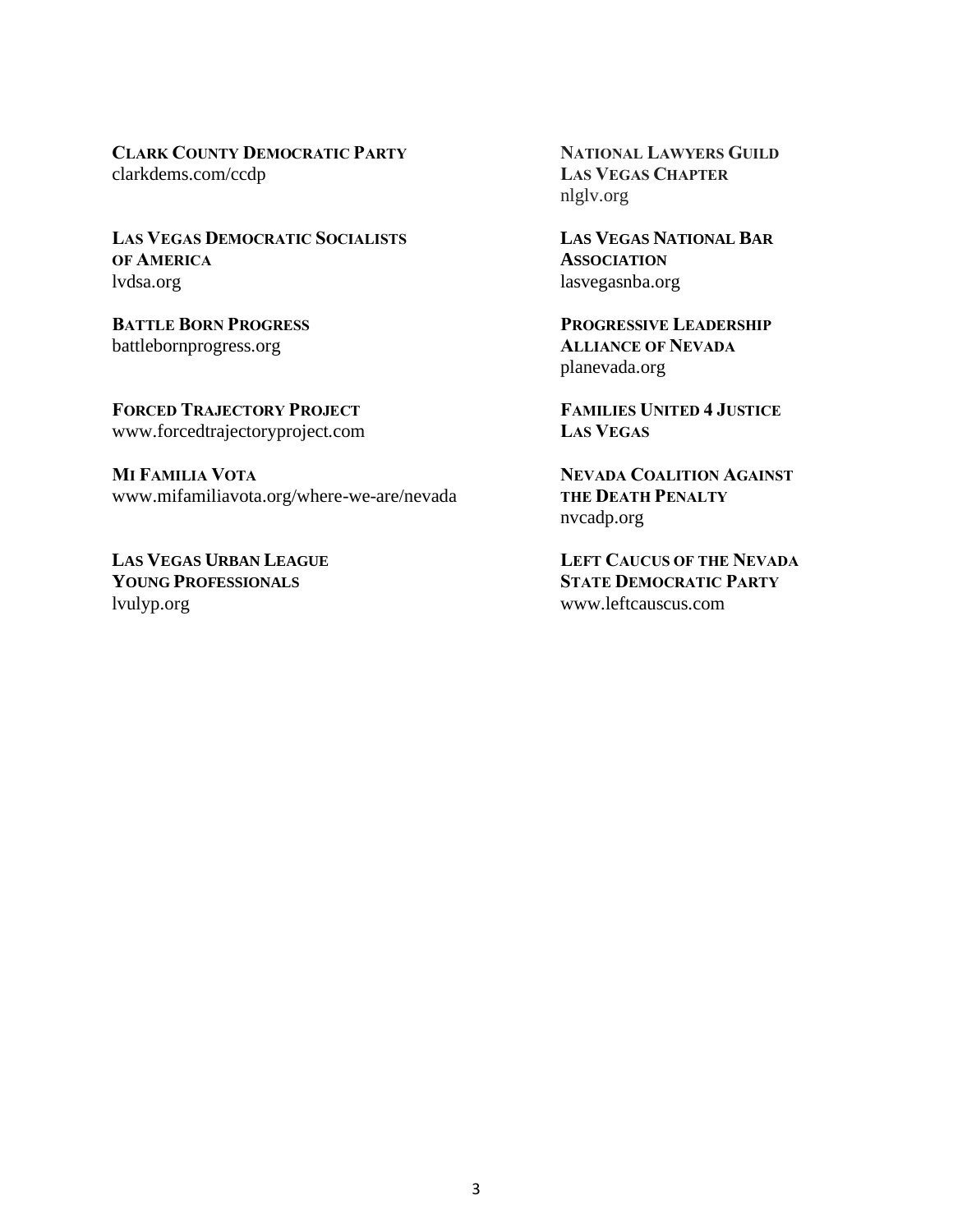**CLARK COUNTY DEMOCRATIC PARTY**
clarkdems.com/ccdp

**LAS VEGAS DEMOCRATIC SOCIALISTS OF AMERICA**
lvdsa.org

**BATTLE BORN PROGRESS**
battlebornprogress.org

**FORCED TRAJECTORY PROJECT**
www.forcedtrajectoryproject.com

**MI FAMILIA VOTA**
www.mifamiliavota.org/where-we-are/nevada

**LAS VEGAS URBAN LEAGUE YOUNG PROFESSIONALS**
lvulyp.org

**NATIONAL LAWYERS GUILD LAS VEGAS CHAPTER**
nlglv.org

**LAS VEGAS NATIONAL BAR ASSOCIATION**
lasvegasnba.org

**PROGRESSIVE LEADERSHIP ALLIANCE OF NEVADA**
planevada.org

**FAMILIES UNITED 4 JUSTICE LAS VEGAS**

**NEVADA COALITION AGAINST THE DEATH PENALTY**
nvcadp.org

**LEFT CAUCUS OF THE NEVADA STATE DEMOCRATIC PARTY**
www.leftcauscus.com